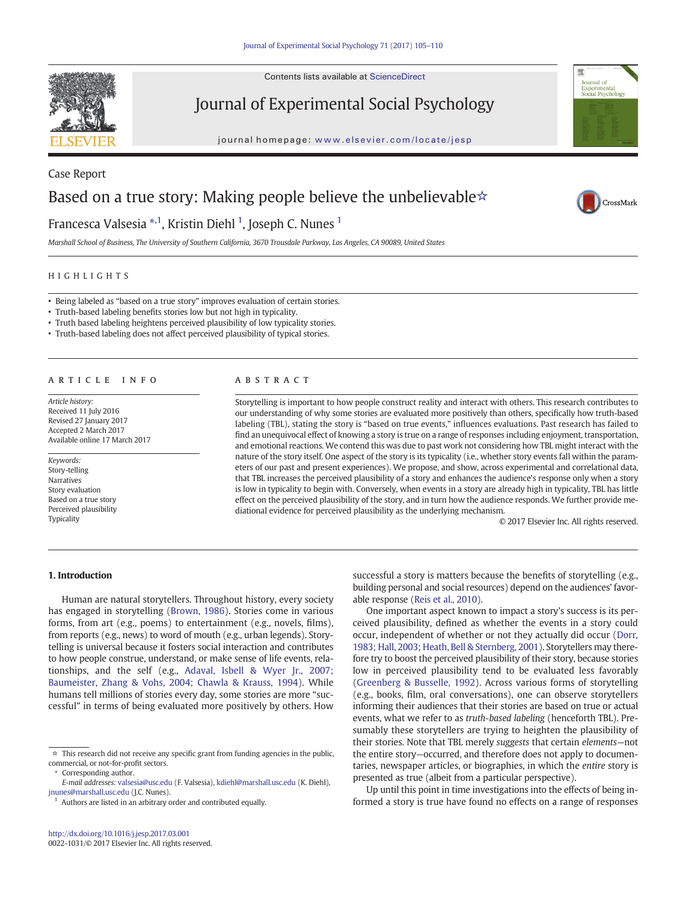Case Report

# Based on a true story: Making people believe the unbelievable☆

Francesca Valsesia *[,1], Kristin Diehl [1], Joseph C. Nunes [1]

*Marshall School of Business, The University of Southern California, 3670 Trousdale Parkway, Los Angeles, CA 90089, United States*

## HIGHLIGHTS

- Being labeled as "based on a true story" improves evaluation of certain stories.
- Truth-based labeling benefits stories low but not high in typicality.
- Truth based labeling heightens perceived plausibility of low typicality stories.
- Truth-based labeling does not affect perceived plausibility of typical stories.

## ARTICLE INFO

*Article history:*
Received 11 July 2016
Revised 27 January 2017
Accepted 2 March 2017
Available online 17 March 2017

*Keywords:*
Story-telling
Narratives
Story evaluation
Based on a true story
Perceived plausibility
Typicality

## ABSTRACT

Storytelling is important to how people construct reality and interact with others. This research contributes to our understanding of why some stories are evaluated more positively than others, specifically how truth-based labeling (TBL), stating the story is "based on true events," influences evaluations. Past research has failed to find an unequivocal effect of knowing a story is true on a range of responses including enjoyment, transportation, and emotional reactions. We contend this was due to past work not considering how TBL might interact with the nature of the story itself. One aspect of the story is its typicality (i.e., whether story events fall within the parameters of our past and present experiences). We propose, and show, across experimental and correlational data, that TBL increases the perceived plausibility of a story and enhances the audience's response only when a story is low in typicality to begin with. Conversely, when events in a story are already high in typicality, TBL has little effect on the perceived plausibility of the story, and in turn how the audience responds. We further provide mediational evidence for perceived plausibility as the underlying mechanism.

© 2017 Elsevier Inc. All rights reserved.

## 1. Introduction

Human are natural storytellers. Throughout history, every society has engaged in storytelling (Brown, 1986). Stories come in various forms, from art (e.g., poems) to entertainment (e.g., novels, films), from reports (e.g., news) to word of mouth (e.g., urban legends). Storytelling is universal because it fosters social interaction and contributes to how people construe, understand, or make sense of life events, relationships, and the self (e.g., Adaval, Isbell & Wyer Jr., 2007; Baumeister, Zhang & Vohs, 2004; Chawla & Krauss, 1994). While humans tell millions of stories every day, some stories are more "successful" in terms of being evaluated more positively by others. How successful a story is matters because the benefits of storytelling (e.g., building personal and social resources) depend on the audiences' favorable response (Reis et al., 2010).

One important aspect known to impact a story's success is its perceived plausibility, defined as whether the events in a story could occur, independent of whether or not they actually did occur (Dorr, 1983; Hall, 2003; Heath, Bell & Sternberg, 2001). Storytellers may therefore try to boost the perceived plausibility of their story, because stories low in perceived plausibility tend to be evaluated less favorably (Greenberg & Busselle, 1992). Across various forms of storytelling (e.g., books, film, oral conversations), one can observe storytellers informing their audiences that their stories are based on true or actual events, what we refer to as *truth-based labeling* (henceforth TBL). Presumably these storytellers are trying to heighten the plausibility of their stories. Note that TBL merely *suggests* that certain *elements*—not the entire story—occurred, and therefore does not apply to documentaries, newspaper articles, or biographies, in which the *entire* story is presented as true (albeit from a particular perspective).

Up until this point in time investigations into the effects of being informed a story is true have found no effects on a range of responses

☆ This research did not receive any specific grant from funding agencies in the public, commercial, or not-for-profit sectors.

\* Corresponding author.

*E-mail addresses:* valsesia@usc.edu (F. Valsesia), kdiehl@marshall.usc.edu (K. Diehl), jnunes@marshall.usc.edu (J.C. Nunes).

[1] Authors are listed in an arbitrary order and contributed equally.

http://dx.doi.org/10.1016/j.jesp.2017.03.001
0022-1031/© 2017 Elsevier Inc. All rights reserved.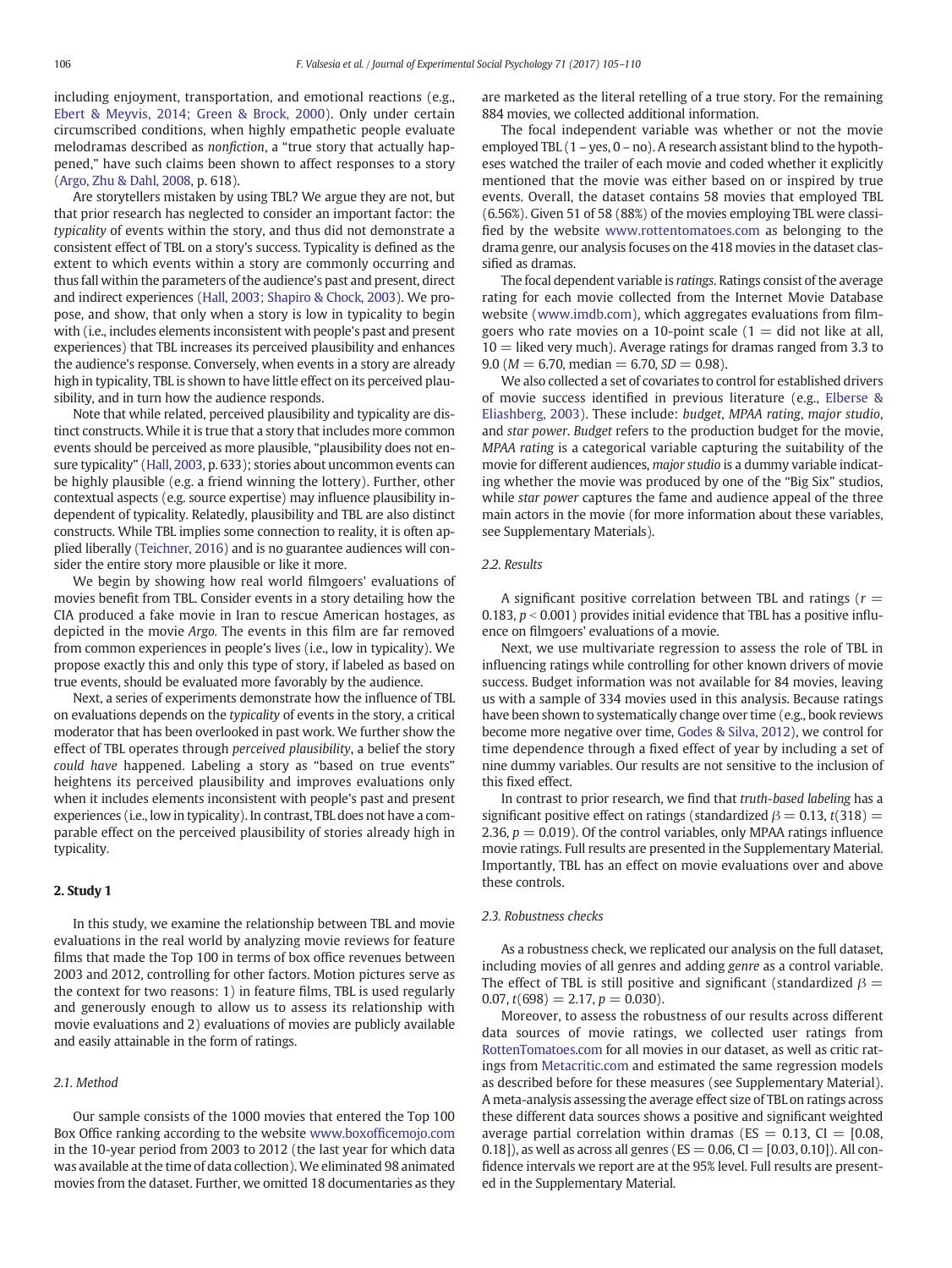including enjoyment, transportation, and emotional reactions (e.g., Ebert & Meyvis, 2014; Green & Brock, 2000). Only under certain circumscribed conditions, when highly empathetic people evaluate melodramas described as *nonfiction*, a "true story that actually happened," have such claims been shown to affect responses to a story (Argo, Zhu & Dahl, 2008, p. 618).

Are storytellers mistaken by using TBL? We argue they are not, but that prior research has neglected to consider an important factor: the *typicality* of events within the story, and thus did not demonstrate a consistent effect of TBL on a story's success. Typicality is defined as the extent to which events within a story are commonly occurring and thus fall within the parameters of the audience's past and present, direct and indirect experiences (Hall, 2003; Shapiro & Chock, 2003). We propose, and show, that only when a story is low in typicality to begin with (i.e., includes elements inconsistent with people's past and present experiences) that TBL increases its perceived plausibility and enhances the audience's response. Conversely, when events in a story are already high in typicality, TBL is shown to have little effect on its perceived plausibility, and in turn how the audience responds.

Note that while related, perceived plausibility and typicality are distinct constructs. While it is true that a story that includes more common events should be perceived as more plausible, "plausibility does not ensure typicality" (Hall, 2003, p. 633); stories about uncommon events can be highly plausible (e.g. a friend winning the lottery). Further, other contextual aspects (e.g. source expertise) may influence plausibility independent of typicality. Relatedly, plausibility and TBL are also distinct constructs. While TBL implies some connection to reality, it is often applied liberally (Teichner, 2016) and is no guarantee audiences will consider the entire story more plausible or like it more.

We begin by showing how real world filmgoers' evaluations of movies benefit from TBL. Consider events in a story detailing how the CIA produced a fake movie in Iran to rescue American hostages, as depicted in the movie *Argo.* The events in this film are far removed from common experiences in people's lives (i.e., low in typicality). We propose exactly this and only this type of story, if labeled as based on true events, should be evaluated more favorably by the audience.

Next, a series of experiments demonstrate how the influence of TBL on evaluations depends on the *typicality* of events in the story, a critical moderator that has been overlooked in past work. We further show the effect of TBL operates through *perceived plausibility*, a belief the story *could have* happened. Labeling a story as "based on true events" heightens its perceived plausibility and improves evaluations only when it includes elements inconsistent with people's past and present experiences (i.e., low in typicality). In contrast, TBL does not have a comparable effect on the perceived plausibility of stories already high in typicality.

## 2. Study 1

In this study, we examine the relationship between TBL and movie evaluations in the real world by analyzing movie reviews for feature films that made the Top 100 in terms of box office revenues between 2003 and 2012, controlling for other factors. Motion pictures serve as the context for two reasons: 1) in feature films, TBL is used regularly and generously enough to allow us to assess its relationship with movie evaluations and 2) evaluations of movies are publicly available and easily attainable in the form of ratings.

### 2.1. Method

Our sample consists of the 1000 movies that entered the Top 100 Box Office ranking according to the website www.boxofficemojo.com in the 10-year period from 2003 to 2012 (the last year for which data was available at the time of data collection). We eliminated 98 animated movies from the dataset. Further, we omitted 18 documentaries as they are marketed as the literal retelling of a true story. For the remaining 884 movies, we collected additional information.

The focal independent variable was whether or not the movie employed TBL (1 – yes, 0 – no). A research assistant blind to the hypotheses watched the trailer of each movie and coded whether it explicitly mentioned that the movie was either based on or inspired by true events. Overall, the dataset contains 58 movies that employed TBL (6.56%). Given 51 of 58 (88%) of the movies employing TBL were classified by the website www.rottentomatoes.com as belonging to the drama genre, our analysis focuses on the 418 movies in the dataset classified as dramas.

The focal dependent variable is *ratings*. Ratings consist of the average rating for each movie collected from the Internet Movie Database website (www.imdb.com), which aggregates evaluations from filmgoers who rate movies on a 10-point scale (1 = did not like at all, 10 = liked very much). Average ratings for dramas ranged from 3.3 to 9.0 ($M = 6.70$, median = 6.70, $SD = 0.98$).

We also collected a set of covariates to control for established drivers of movie success identified in previous literature (e.g., Elberse & Eliashberg, 2003). These include: *budget*, *MPAA rating*, *major studio*, and *star power*. *Budget* refers to the production budget for the movie, *MPAA rating* is a categorical variable capturing the suitability of the movie for different audiences, *major studio* is a dummy variable indicating whether the movie was produced by one of the "Big Six" studios, while *star power* captures the fame and audience appeal of the three main actors in the movie (for more information about these variables, see Supplementary Materials).

### 2.2. Results

A significant positive correlation between TBL and ratings ($r = 0.183$, $p < 0.001$) provides initial evidence that TBL has a positive influence on filmgoers' evaluations of a movie.

Next, we use multivariate regression to assess the role of TBL in influencing ratings while controlling for other known drivers of movie success. Budget information was not available for 84 movies, leaving us with a sample of 334 movies used in this analysis. Because ratings have been shown to systematically change over time (e.g., book reviews become more negative over time, Godes & Silva, 2012), we control for time dependence through a fixed effect of year by including a set of nine dummy variables. Our results are not sensitive to the inclusion of this fixed effect.

In contrast to prior research, we find that *truth-based labeling* has a significant positive effect on ratings (standardized $\beta = 0.13$, $t(318) = 2.36$, $p = 0.019$). Of the control variables, only MPAA ratings influence movie ratings. Full results are presented in the Supplementary Material. Importantly, TBL has an effect on movie evaluations over and above these controls.

### 2.3. Robustness checks

As a robustness check, we replicated our analysis on the full dataset, including movies of all genres and adding *genre* as a control variable. The effect of TBL is still positive and significant (standardized $\beta = 0.07$, $t(698) = 2.17$, $p = 0.030$).

Moreover, to assess the robustness of our results across different data sources of movie ratings, we collected user ratings from RottenTomatoes.com for all movies in our dataset, as well as critic ratings from Metacritic.com and estimated the same regression models as described before for these measures (see Supplementary Material). A meta-analysis assessing the average effect size of TBL on ratings across these different data sources shows a positive and significant weighted average partial correlation within dramas (ES = 0.13, CI = [0.08, 0.18]), as well as across all genres (ES = 0.06, CI = [0.03, 0.10]). All confidence intervals we report are at the 95% level. Full results are presented in the Supplementary Material.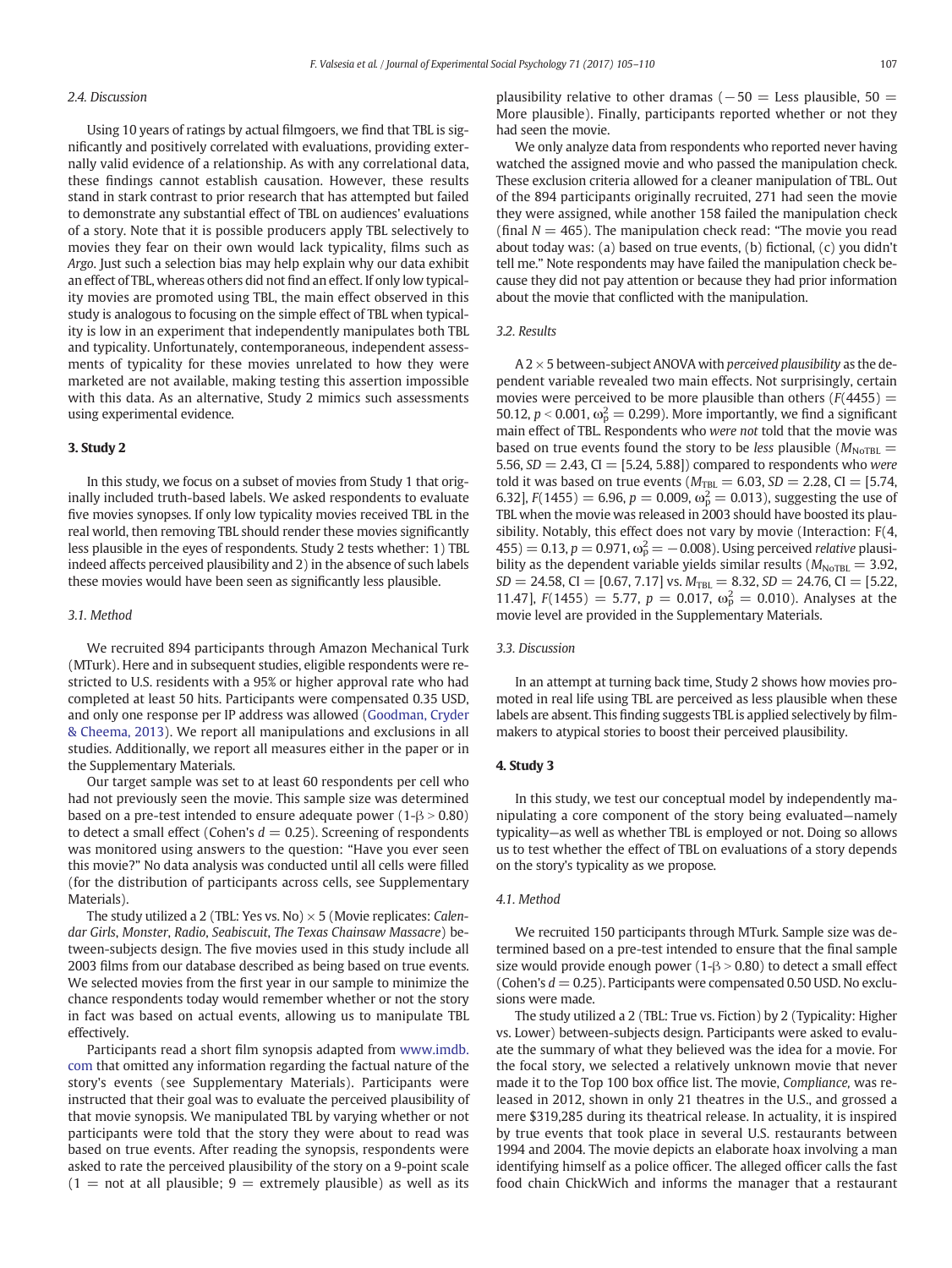### 2.4. Discussion

Using 10 years of ratings by actual filmgoers, we find that TBL is significantly and positively correlated with evaluations, providing externally valid evidence of a relationship. As with any correlational data, these findings cannot establish causation. However, these results stand in stark contrast to prior research that has attempted but failed to demonstrate any substantial effect of TBL on audiences' evaluations of a story. Note that it is possible producers apply TBL selectively to movies they fear on their own would lack typicality, films such as *Argo*. Just such a selection bias may help explain why our data exhibit an effect of TBL, whereas others did not find an effect. If only low typicality movies are promoted using TBL, the main effect observed in this study is analogous to focusing on the simple effect of TBL when typicality is low in an experiment that independently manipulates both TBL and typicality. Unfortunately, contemporaneous, independent assessments of typicality for these movies unrelated to how they were marketed are not available, making testing this assertion impossible with this data. As an alternative, Study 2 mimics such assessments using experimental evidence.

## 3. Study 2

In this study, we focus on a subset of movies from Study 1 that originally included truth-based labels. We asked respondents to evaluate five movies synopses. If only low typicality movies received TBL in the real world, then removing TBL should render these movies significantly less plausible in the eyes of respondents. Study 2 tests whether: 1) TBL indeed affects perceived plausibility and 2) in the absence of such labels these movies would have been seen as significantly less plausible.

### 3.1. Method

We recruited 894 participants through Amazon Mechanical Turk (MTurk). Here and in subsequent studies, eligible respondents were restricted to U.S. residents with a 95% or higher approval rate who had completed at least 50 hits. Participants were compensated 0.35 USD, and only one response per IP address was allowed (Goodman, Cryder & Cheema, 2013). We report all manipulations and exclusions in all studies. Additionally, we report all measures either in the paper or in the Supplementary Materials.

Our target sample was set to at least 60 respondents per cell who had not previously seen the movie. This sample size was determined based on a pre-test intended to ensure adequate power ($1\text{-}\beta > 0.80$) to detect a small effect (Cohen's $d = 0.25$). Screening of respondents was monitored using answers to the question: "Have you ever seen this movie?" No data analysis was conducted until all cells were filled (for the distribution of participants across cells, see Supplementary Materials).

The study utilized a 2 (TBL: Yes vs. No) × 5 (Movie replicates: *Calendar Girls*, *Monster*, *Radio*, *Seabiscuit*, *The Texas Chainsaw Massacre*) between-subjects design. The five movies used in this study include all 2003 films from our database described as being based on true events. We selected movies from the first year in our sample to minimize the chance respondents today would remember whether or not the story in fact was based on actual events, allowing us to manipulate TBL effectively.

Participants read a short film synopsis adapted from www.imdb.com that omitted any information regarding the factual nature of the story's events (see Supplementary Materials). Participants were instructed that their goal was to evaluate the perceived plausibility of that movie synopsis. We manipulated TBL by varying whether or not participants were told that the story they were about to read was based on true events. After reading the synopsis, respondents were asked to rate the perceived plausibility of the story on a 9-point scale (1 = not at all plausible; 9 = extremely plausible) as well as its plausibility relative to other dramas (−50 = Less plausible, 50 = More plausible). Finally, participants reported whether or not they had seen the movie.

We only analyze data from respondents who reported never having watched the assigned movie and who passed the manipulation check. These exclusion criteria allowed for a cleaner manipulation of TBL. Out of the 894 participants originally recruited, 271 had seen the movie they were assigned, while another 158 failed the manipulation check (final $N = 465$). The manipulation check read: "The movie you read about today was: (a) based on true events, (b) fictional, (c) you didn't tell me." Note respondents may have failed the manipulation check because they did not pay attention or because they had prior information about the movie that conflicted with the manipulation.

### 3.2. Results

A 2 × 5 between-subject ANOVA with *perceived plausibility* as the dependent variable revealed two main effects. Not surprisingly, certain movies were perceived to be more plausible than others ($F(4455) = 50.12$, $p < 0.001$, $\omega_p^2 = 0.299$). More importantly, we find a significant main effect of TBL. Respondents who *were not* told that the movie was based on true events found the story to be *less* plausible ($M_{\text{NoTBL}} = 5.56$, $SD = 2.43$, $CI = [5.24, 5.88]$) compared to respondents who *were* told it was based on true events ($M_{\text{TBL}} = 6.03$, $SD = 2.28$, $CI = [5.74, 6.32]$, $F(1455) = 6.96$, $p = 0.009$, $\omega_p^2 = 0.013$), suggesting the use of TBL when the movie was released in 2003 should have boosted its plausibility. Notably, this effect does not vary by movie (Interaction: $F(4, 455) = 0.13$, $p = 0.971$, $\omega_p^2 = -0.008$). Using perceived *relative* plausibility as the dependent variable yields similar results ($M_{\text{NoTBL}} = 3.92$, $SD = 24.58$, $CI = [0.67, 7.17]$ vs. $M_{\text{TBL}} = 8.32$, $SD = 24.76$, $CI = [5.22, 11.47]$, $F(1455) = 5.77$, $p = 0.017$, $\omega_p^2 = 0.010$). Analyses at the movie level are provided in the Supplementary Materials.

### 3.3. Discussion

In an attempt at turning back time, Study 2 shows how movies promoted in real life using TBL are perceived as less plausible when these labels are absent. This finding suggests TBL is applied selectively by filmmakers to atypical stories to boost their perceived plausibility.

## 4. Study 3

In this study, we test our conceptual model by independently manipulating a core component of the story being evaluated—namely typicality—as well as whether TBL is employed or not. Doing so allows us to test whether the effect of TBL on evaluations of a story depends on the story's typicality as we propose.

### 4.1. Method

We recruited 150 participants through MTurk. Sample size was determined based on a pre-test intended to ensure that the final sample size would provide enough power ($1\text{-}\beta > 0.80$) to detect a small effect (Cohen's $d = 0.25$). Participants were compensated 0.50 USD. No exclusions were made.

The study utilized a 2 (TBL: True vs. Fiction) by 2 (Typicality: Higher vs. Lower) between-subjects design. Participants were asked to evaluate the summary of what they believed was the idea for a movie. For the focal story, we selected a relatively unknown movie that never made it to the Top 100 box office list. The movie, *Compliance*, was released in 2012, shown in only 21 theatres in the U.S., and grossed a mere $319,285 during its theatrical release. In actuality, it is inspired by true events that took place in several U.S. restaurants between 1994 and 2004. The movie depicts an elaborate hoax involving a man identifying himself as a police officer. The alleged officer calls the fast food chain ChickWich and informs the manager that a restaurant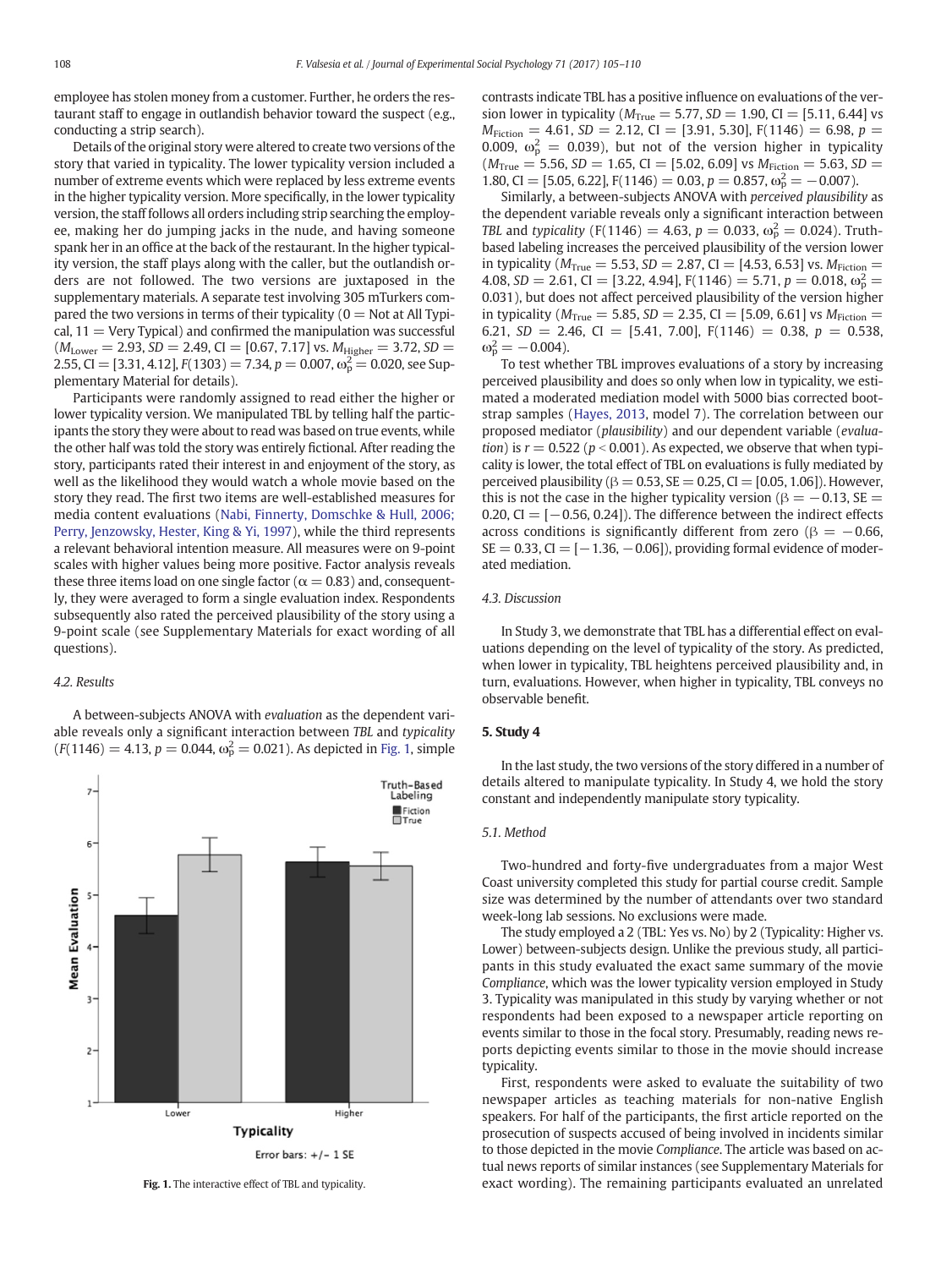employee has stolen money from a customer. Further, he orders the restaurant staff to engage in outlandish behavior toward the suspect (e.g., conducting a strip search).

Details of the original story were altered to create two versions of the story that varied in typicality. The lower typicality version included a number of extreme events which were replaced by less extreme events in the higher typicality version. More specifically, in the lower typicality version, the staff follows all orders including strip searching the employee, making her do jumping jacks in the nude, and having someone spank her in an office at the back of the restaurant. In the higher typicality version, the staff plays along with the caller, but the outlandish orders are not followed. The two versions are juxtaposed in the supplementary materials. A separate test involving 305 mTurkers compared the two versions in terms of their typicality (0 = Not at All Typical, 11 = Very Typical) and confirmed the manipulation was successful ($M_{Lower}$ = 2.93, $SD$ = 2.49, CI = [0.67, 7.17] vs. $M_{Higher}$ = 3.72, $SD$ = 2.55, CI = [3.31, 4.12], $F(1303)$ = 7.34, $p$ = 0.007, $\omega_p^2$ = 0.020, see Supplementary Material for details).

Participants were randomly assigned to read either the higher or lower typicality version. We manipulated TBL by telling half the participants the story they were about to read was based on true events, while the other half was told the story was entirely fictional. After reading the story, participants rated their interest in and enjoyment of the story, as well as the likelihood they would watch a whole movie based on the story they read. The first two items are well-established measures for media content evaluations (Nabi, Finnerty, Domschke & Hull, 2006; Perry, Jenzowsky, Hester, King & Yi, 1997), while the third represents a relevant behavioral intention measure. All measures were on 9-point scales with higher values being more positive. Factor analysis reveals these three items load on one single factor (α = 0.83) and, consequently, they were averaged to form a single evaluation index. Respondents subsequently also rated the perceived plausibility of the story using a 9-point scale (see Supplementary Materials for exact wording of all questions).

### 4.2. Results

A between-subjects ANOVA with *evaluation* as the dependent variable reveals only a significant interaction between *TBL* and *typicality* ($F(1146)$ = 4.13, $p$ = 0.044, $\omega_p^2$ = 0.021). As depicted in Fig. 1, simple contrasts indicate TBL has a positive influence on evaluations of the version lower in typicality ($M_{True}$ = 5.77, $SD$ = 1.90, CI = [5.11, 6.44] vs $M_{Fiction}$ = 4.61, $SD$ = 2.12, CI = [3.91, 5.30], F(1146) = 6.98, $p$ = 0.009, $\omega_p^2$ = 0.039), but not of the version higher in typicality ($M_{True}$ = 5.56, $SD$ = 1.65, CI = [5.02, 6.09] vs $M_{Fiction}$ = 5.63, $SD$ = 1.80, CI = [5.05, 6.22], F(1146) = 0.03, $p$ = 0.857, $\omega_p^2$ = −0.007).

Fig. 1. The interactive effect of TBL and typicality.

Similarly, a between-subjects ANOVA with *perceived plausibility* as the dependent variable reveals only a significant interaction between *TBL* and *typicality* (F(1146) = 4.63, $p$ = 0.033, $\omega_p^2$ = 0.024). Truth-based labeling increases the perceived plausibility of the version lower in typicality ($M_{True}$ = 5.53, $SD$ = 2.87, CI = [4.53, 6.53] vs. $M_{Fiction}$ = 4.08, $SD$ = 2.61, CI = [3.22, 4.94], F(1146) = 5.71, $p$ = 0.018, $\omega_p^2$ = 0.031), but does not affect perceived plausibility of the version higher in typicality ($M_{True}$ = 5.85, $SD$ = 2.35, CI = [5.09, 6.61] vs $M_{Fiction}$ = 6.21, $SD$ = 2.46, CI = [5.41, 7.00], F(1146) = 0.38, $p$ = 0.538, $\omega_p^2$ = −0.004).

To test whether TBL improves evaluations of a story by increasing perceived plausibility and does so only when low in typicality, we estimated a moderated mediation model with 5000 bias corrected bootstrap samples (Hayes, 2013, model 7). The correlation between our proposed mediator (*plausibility*) and our dependent variable (*evaluation*) is $r$ = 0.522 ($p$ < 0.001). As expected, we observe that when typicality is lower, the total effect of TBL on evaluations is fully mediated by perceived plausibility (β = 0.53, SE = 0.25, CI = [0.05, 1.06]). However, this is not the case in the higher typicality version (β = −0.13, SE = 0.20, CI = [−0.56, 0.24]). The difference between the indirect effects across conditions is significantly different from zero (β = −0.66, SE = 0.33, CI = [−1.36, −0.06]), providing formal evidence of moderated mediation.

### 4.3. Discussion

In Study 3, we demonstrate that TBL has a differential effect on evaluations depending on the level of typicality of the story. As predicted, when lower in typicality, TBL heightens perceived plausibility and, in turn, evaluations. However, when higher in typicality, TBL conveys no observable benefit.

## 5. Study 4

In the last study, the two versions of the story differed in a number of details altered to manipulate typicality. In Study 4, we hold the story constant and independently manipulate story typicality.

### 5.1. Method

Two-hundred and forty-five undergraduates from a major West Coast university completed this study for partial course credit. Sample size was determined by the number of attendants over two standard week-long lab sessions. No exclusions were made.

The study employed a 2 (TBL: Yes vs. No) by 2 (Typicality: Higher vs. Lower) between-subjects design. Unlike the previous study, all participants in this study evaluated the exact same summary of the movie *Compliance*, which was the lower typicality version employed in Study 3. Typicality was manipulated in this study by varying whether or not respondents had been exposed to a newspaper article reporting on events similar to those in the focal story. Presumably, reading news reports depicting events similar to those in the movie should increase typicality.

First, respondents were asked to evaluate the suitability of two newspaper articles as teaching materials for non-native English speakers. For half of the participants, the first article reported on the prosecution of suspects accused of being involved in incidents similar to those depicted in the movie *Compliance*. The article was based on actual news reports of similar instances (see Supplementary Materials for exact wording). The remaining participants evaluated an unrelated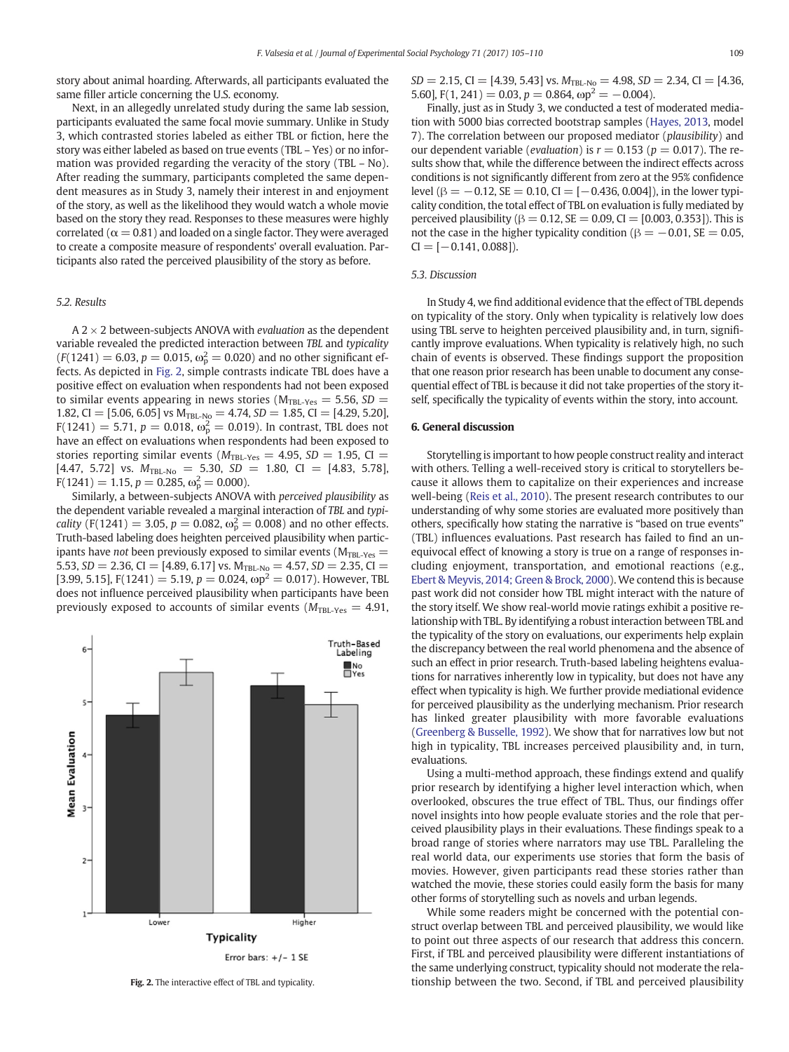story about animal hoarding. Afterwards, all participants evaluated the same filler article concerning the U.S. economy.

Next, in an allegedly unrelated study during the same lab session, participants evaluated the same focal movie summary. Unlike in Study 3, which contrasted stories labeled as either TBL or fiction, here the story was either labeled as based on true events (TBL – Yes) or no information was provided regarding the veracity of the story (TBL – No). After reading the summary, participants completed the same dependent measures as in Study 3, namely their interest in and enjoyment of the story, as well as the likelihood they would watch a whole movie based on the story they read. Responses to these measures were highly correlated ($\alpha = 0.81$) and loaded on a single factor. They were averaged to create a composite measure of respondents' overall evaluation. Participants also rated the perceived plausibility of the story as before.

### 5.2. Results

A 2 × 2 between-subjects ANOVA with *evaluation* as the dependent variable revealed the predicted interaction between *TBL* and *typicality* ($F(1241) = 6.03$, $p = 0.015$, $\omega_p^2 = 0.020$) and no other significant effects. As depicted in Fig. 2, simple contrasts indicate TBL does have a positive effect on evaluation when respondents had not been exposed to similar events appearing in news stories ($M_{TBL\text{-}Yes} = 5.56$, $SD = 1.82$, CI = [5.06, 6.05] vs $M_{TBL\text{-}No} = 4.74$, $SD = 1.85$, CI = [4.29, 5.20], $F(1241) = 5.71$, $p = 0.018$, $\omega_p^2 = 0.019$). In contrast, TBL does not have an effect on evaluations when respondents had been exposed to stories reporting similar events ($M_{TBL\text{-}Yes} = 4.95$, $SD = 1.95$, CI = [4.47, 5.72] vs. $M_{TBL\text{-}No} = 5.30$, $SD = 1.80$, CI = [4.83, 5.78], $F(1241) = 1.15$, $p = 0.285$, $\omega_p^2 = 0.000$).

Similarly, a between-subjects ANOVA with *perceived plausibility* as the dependent variable revealed a marginal interaction of *TBL* and *typicality* ($F(1241) = 3.05$, $p = 0.082$, $\omega_p^2 = 0.008$) and no other effects. Truth-based labeling does heighten perceived plausibility when participants have *not* been previously exposed to similar events ($M_{TBL\text{-}Yes} = 5.53$, $SD = 2.36$, CI = [4.89, 6.17] vs. $M_{TBL\text{-}No} = 4.57$, $SD = 2.35$, CI = [3.99, 5.15], $F(1241) = 5.19$, $p = 0.024$, $\omega p^2 = 0.017$). However, TBL does not influence perceived plausibility when participants have been previously exposed to accounts of similar events ($M_{TBL\text{-}Yes} = 4.91$, $SD = 2.15$, CI = [4.39, 5.43] vs. $M_{TBL\text{-}No} = 4.98$, $SD = 2.34$, CI = [4.36, 5.60], $F(1, 241) = 0.03$, $p = 0.864$, $\omega p^2 = -0.004$).

Finally, just as in Study 3, we conducted a test of moderated mediation with 5000 bias corrected bootstrap samples (Hayes, 2013, model 7). The correlation between our proposed mediator (*plausibility*) and our dependent variable (*evaluation*) is $r = 0.153$ ($p = 0.017$). The results show that, while the difference between the indirect effects across conditions is not significantly different from zero at the 95% confidence level ($\beta = -0.12$, SE = 0.10, CI = [−0.436, 0.004]), in the lower typicality condition, the total effect of TBL on evaluation is fully mediated by perceived plausibility ($\beta = 0.12$, SE = 0.09, CI = [0.003, 0.353]). This is not the case in the higher typicality condition ($\beta = -0.01$, SE = 0.05, CI = [−0.141, 0.088]).

Fig. 2. The interactive effect of TBL and typicality.

### 5.3. Discussion

In Study 4, we find additional evidence that the effect of TBL depends on typicality of the story. Only when typicality is relatively low does using TBL serve to heighten perceived plausibility and, in turn, significantly improve evaluations. When typicality is relatively high, no such chain of events is observed. These findings support the proposition that one reason prior research has been unable to document any consequential effect of TBL is because it did not take properties of the story itself, specifically the typicality of events within the story, into account.

## 6. General discussion

Storytelling is important to how people construct reality and interact with others. Telling a well-received story is critical to storytellers because it allows them to capitalize on their experiences and increase well-being (Reis et al., 2010). The present research contributes to our understanding of why some stories are evaluated more positively than others, specifically how stating the narrative is "based on true events" (TBL) influences evaluations. Past research has failed to find an unequivocal effect of knowing a story is true on a range of responses including enjoyment, transportation, and emotional reactions (e.g., Ebert & Meyvis, 2014; Green & Brock, 2000). We contend this is because past work did not consider how TBL might interact with the nature of the story itself. We show real-world movie ratings exhibit a positive relationship with TBL. By identifying a robust interaction between TBL and the typicality of the story on evaluations, our experiments help explain the discrepancy between the real world phenomena and the absence of such an effect in prior research. Truth-based labeling heightens evaluations for narratives inherently low in typicality, but does not have any effect when typicality is high. We further provide mediational evidence for perceived plausibility as the underlying mechanism. Prior research has linked greater plausibility with more favorable evaluations (Greenberg & Busselle, 1992). We show that for narratives low but not high in typicality, TBL increases perceived plausibility and, in turn, evaluations.

Using a multi-method approach, these findings extend and qualify prior research by identifying a higher level interaction which, when overlooked, obscures the true effect of TBL. Thus, our findings offer novel insights into how people evaluate stories and the role that perceived plausibility plays in their evaluations. These findings speak to a broad range of stories where narrators may use TBL. Paralleling the real world data, our experiments use stories that form the basis of movies. However, given participants read these stories rather than watched the movie, these stories could easily form the basis for many other forms of storytelling such as novels and urban legends.

While some readers might be concerned with the potential construct overlap between TBL and perceived plausibility, we would like to point out three aspects of our research that address this concern. First, if TBL and perceived plausibility were different instantiations of the same underlying construct, typicality should not moderate the relationship between the two. Second, if TBL and perceived plausibility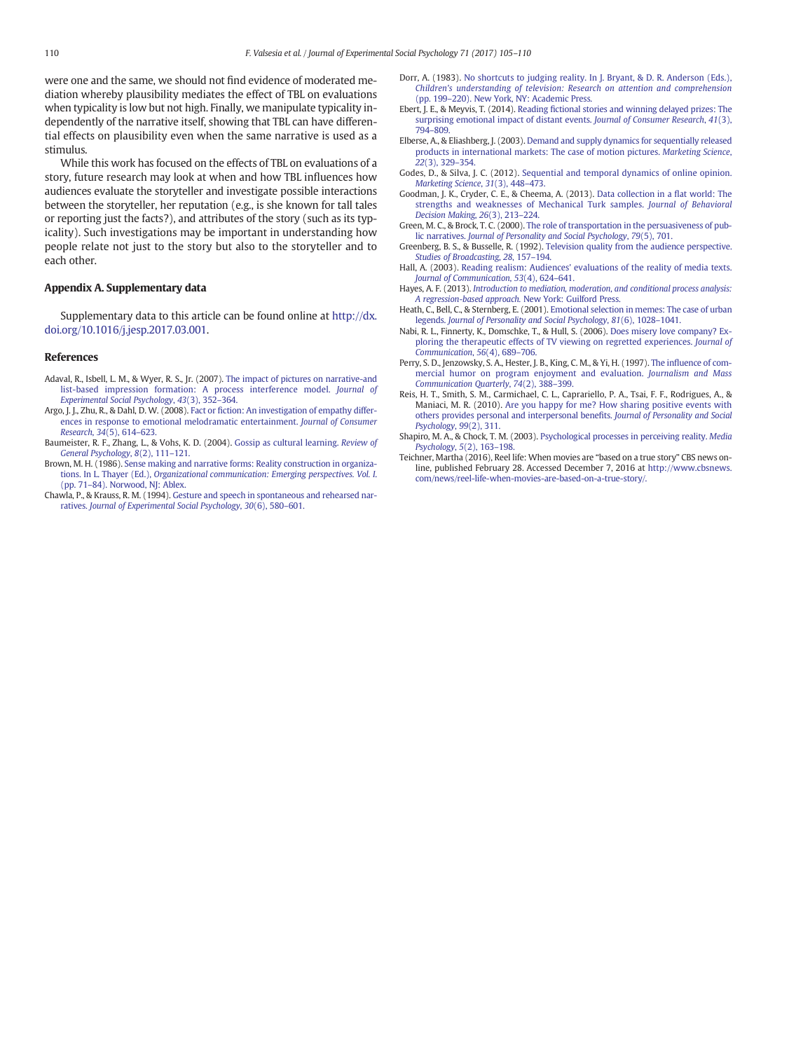were one and the same, we should not find evidence of moderated mediation whereby plausibility mediates the effect of TBL on evaluations when typicality is low but not high. Finally, we manipulate typicality independently of the narrative itself, showing that TBL can have differential effects on plausibility even when the same narrative is used as a stimulus.

While this work has focused on the effects of TBL on evaluations of a story, future research may look at when and how TBL influences how audiences evaluate the storyteller and investigate possible interactions between the storyteller, her reputation (e.g., is she known for tall tales or reporting just the facts?), and attributes of the story (such as its typicality). Such investigations may be important in understanding how people relate not just to the story but also to the storyteller and to each other.

## Appendix A. Supplementary data

Supplementary data to this article can be found online at http://dx.doi.org/10.1016/j.jesp.2017.03.001.

## References

Adaval, R., Isbell, L. M., & Wyer, R. S., Jr. (2007). The impact of pictures on narrative-and list-based impression formation: A process interference model. *Journal of Experimental Social Psychology*, *43*(3), 352–364.

Argo, J. J., Zhu, R., & Dahl, D. W. (2008). Fact or fiction: An investigation of empathy differences in response to emotional melodramatic entertainment. *Journal of Consumer Research*, *34*(5), 614–623.

Baumeister, R. F., Zhang, L., & Vohs, K. D. (2004). Gossip as cultural learning. *Review of General Psychology*, *8*(2), 111–121.

Brown, M. H. (1986). Sense making and narrative forms: Reality construction in organizations. In L. Thayer (Ed.), *Organizational communication: Emerging perspectives. Vol. I.* (pp. 71–84). Norwood, NJ: Ablex.

Chawla, P., & Krauss, R. M. (1994). Gesture and speech in spontaneous and rehearsed narratives. *Journal of Experimental Social Psychology*, *30*(6), 580–601.

Dorr, A. (1983). No shortcuts to judging reality. In J. Bryant, & D. R. Anderson (Eds.), *Children's understanding of television: Research on attention and comprehension* (pp. 199–220). New York, NY: Academic Press.

Ebert, J. E., & Meyvis, T. (2014). Reading fictional stories and winning delayed prizes: The surprising emotional impact of distant events. *Journal of Consumer Research*, *41*(3), 794–809.

Elberse, A., & Eliashberg, J. (2003). Demand and supply dynamics for sequentially released products in international markets: The case of motion pictures. *Marketing Science*, *22*(3), 329–354.

Godes, D., & Silva, J. C. (2012). Sequential and temporal dynamics of online opinion. *Marketing Science*, *31*(3), 448–473.

Goodman, J. K., Cryder, C. E., & Cheema, A. (2013). Data collection in a flat world: The strengths and weaknesses of Mechanical Turk samples. *Journal of Behavioral Decision Making*, *26*(3), 213–224.

Green, M. C., & Brock, T. C. (2000). The role of transportation in the persuasiveness of public narratives. *Journal of Personality and Social Psychology*, *79*(5), 701.

Greenberg, B. S., & Busselle, R. (1992). Television quality from the audience perspective. *Studies of Broadcasting*, *28*, 157–194.

Hall, A. (2003). Reading realism: Audiences' evaluations of the reality of media texts. *Journal of Communication*, *53*(4), 624–641.

Hayes, A. F. (2013). *Introduction to mediation, moderation, and conditional process analysis: A regression-based approach.* New York: Guilford Press.

Heath, C., Bell, C., & Sternberg, E. (2001). Emotional selection in memes: The case of urban legends. *Journal of Personality and Social Psychology*, *81*(6), 1028–1041.

Nabi, R. L., Finnerty, K., Domschke, T., & Hull, S. (2006). Does misery love company? Exploring the therapeutic effects of TV viewing on regretted experiences. *Journal of Communication*, *56*(4), 689–706.

Perry, S. D., Jenzowsky, S. A., Hester, J. B., King, C. M., & Yi, H. (1997). The influence of commercial humor on program enjoyment and evaluation. *Journalism and Mass Communication Quarterly*, *74*(2), 388–399.

Reis, H. T., Smith, S. M., Carmichael, C. L., Caprariello, P. A., Tsai, F. F., Rodrigues, A., & Maniaci, M. R. (2010). Are you happy for me? How sharing positive events with others provides personal and interpersonal benefits. *Journal of Personality and Social Psychology*, *99*(2), 311.

Shapiro, M. A., & Chock, T. M. (2003). Psychological processes in perceiving reality. *Media Psychology*, *5*(2), 163–198.

Teichner, Martha (2016), Reel life: When movies are "based on a true story" CBS news online, published February 28. Accessed December 7, 2016 at http://www.cbsnews.com/news/reel-life-when-movies-are-based-on-a-true-story/.